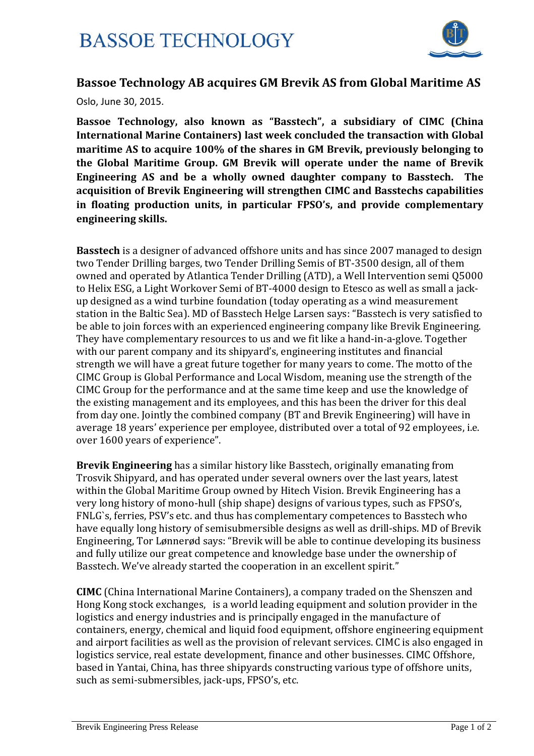# BASSOE TECHNOLOGY

## Bassoe Technology AB acquires GM Brevik AS from Global Maritime AS

Oslo, June 30, 2015.

**Bassoe Technology, also known as "Basstech", a subsidiary of CIMC (China International Marine Containers) last week concluded the transaction with Global maritime AS to acquire 100% of the shares in GM Brevik, previously belonging to the Global Maritime Group. GM Brevik will operate under the name of Brevik Engineering AS and be a wholly owned daughter company to Basstech. The acquisition of Brevik Engineering will strengthen CIMC and Basstechs capabilities in floating production units, in particular FPSO's, and provide complementary engineering skills.**

**Basstech** is a designer of advanced offshore units and has since 2007 managed to design two Tender Drilling barges, two Tender Drilling Semis of BT-3500 design, all of them owned and operated by Atlantica Tender Drilling (ATD), a Well Intervention semi Q5000 to Helix ESG, a Light Workover Semi of BT-4000 design to Etesco as well as small a jack-up designed as a wind turbine foundation (today operating as a wind measurement station in the Baltic Sea). MD of Basstech Helge Larsen says: "Basstech is very satisfied to be able to join forces with an experienced engineering company like Brevik Engineering. They have complementary resources to us and we fit like a hand-in-a-glove. Together with our parent company and its shipyard's, engineering institutes and financial strength we will have a great future together for many years to come. The motto of the CIMC Group is Global Performance and Local Wisdom, meaning use the strength of the CIMC Group for the performance and at the same time keep and use the knowledge of the existing management and its employees, and this has been the driver for this deal from day one. Jointly the combined company (BT and Brevik Engineering) will have in average 18 years' experience per employee, distributed over a total of 92 employees, i.e. over 1600 years of experience".

**Brevik Engineering** has a similar history like Basstech, originally emanating from Trosvik Shipyard, and has operated under several owners over the last years, latest within the Global Maritime Group owned by Hitech Vision. Brevik Engineering has a very long history of mono-hull (ship shape) designs of various types, such as FPSO's, FNLG`s, ferries, PSV's etc. and thus has complementary competences to Basstech who have equally long history of semisubmersible designs as well as drill-ships. MD of Brevik Engineering, Tor Lønnerød says: "Brevik will be able to continue developing its business and fully utilize our great competence and knowledge base under the ownership of Basstech. We've already started the cooperation in an excellent spirit."

**CIMC** (China International Marine Containers), a company traded on the Shenszen and Hong Kong stock exchanges, is a world leading equipment and solution provider in the logistics and energy industries and is principally engaged in the manufacture of containers, energy, chemical and liquid food equipment, offshore engineering equipment and airport facilities as well as the provision of relevant services. CIMC is also engaged in logistics service, real estate development, finance and other businesses. CIMC Offshore, based in Yantai, China, has three shipyards constructing various type of offshore units, such as semi-submersibles, jack-ups, FPSO's, etc.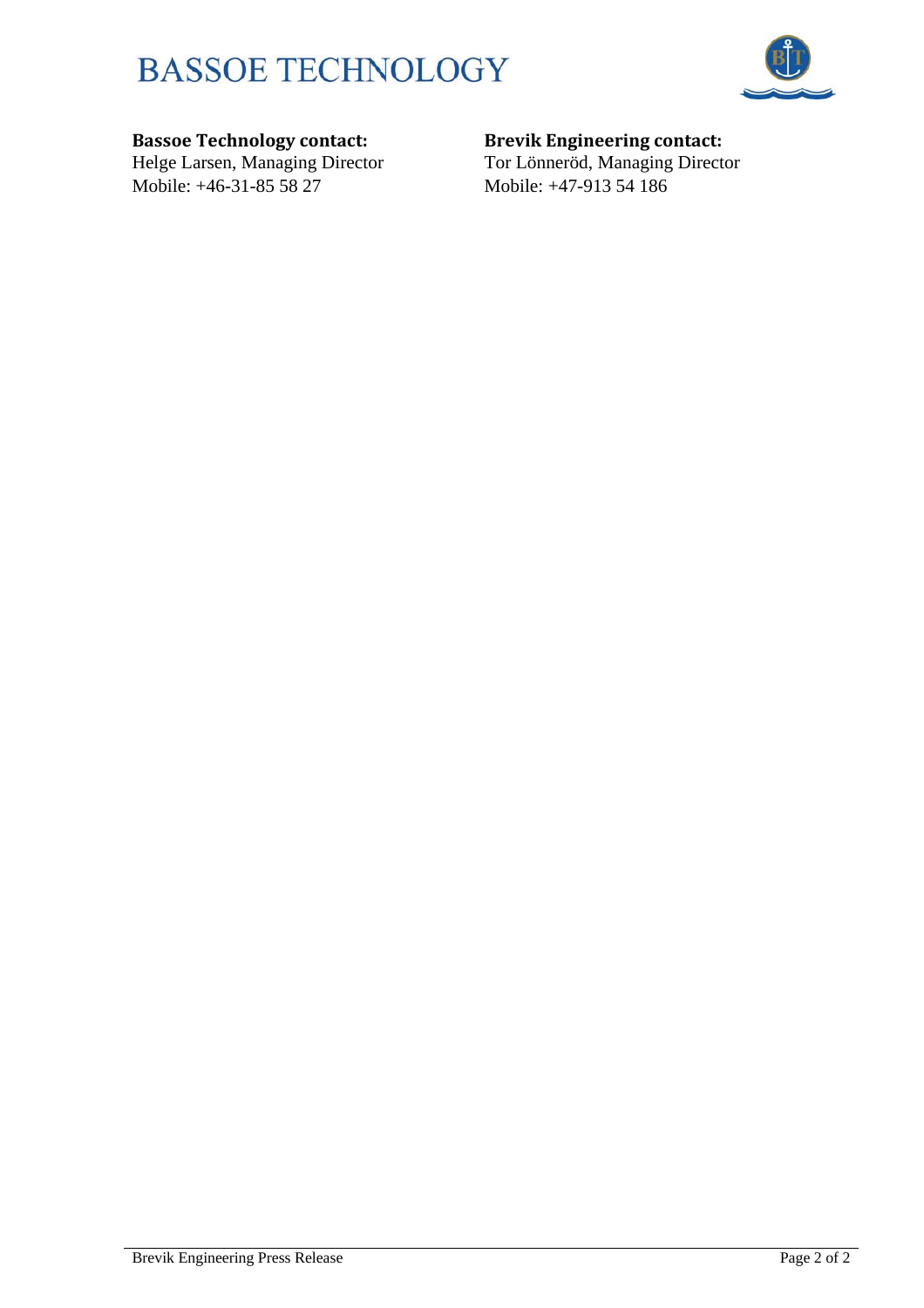# BASSOE TECHNOLOGY

**Bassoe Technology contact:**
Helge Larsen, Managing Director
Mobile: +46-31-85 58 27

**Brevik Engineering contact:**
Tor Lönneröd, Managing Director
Mobile: +47-913 54 186